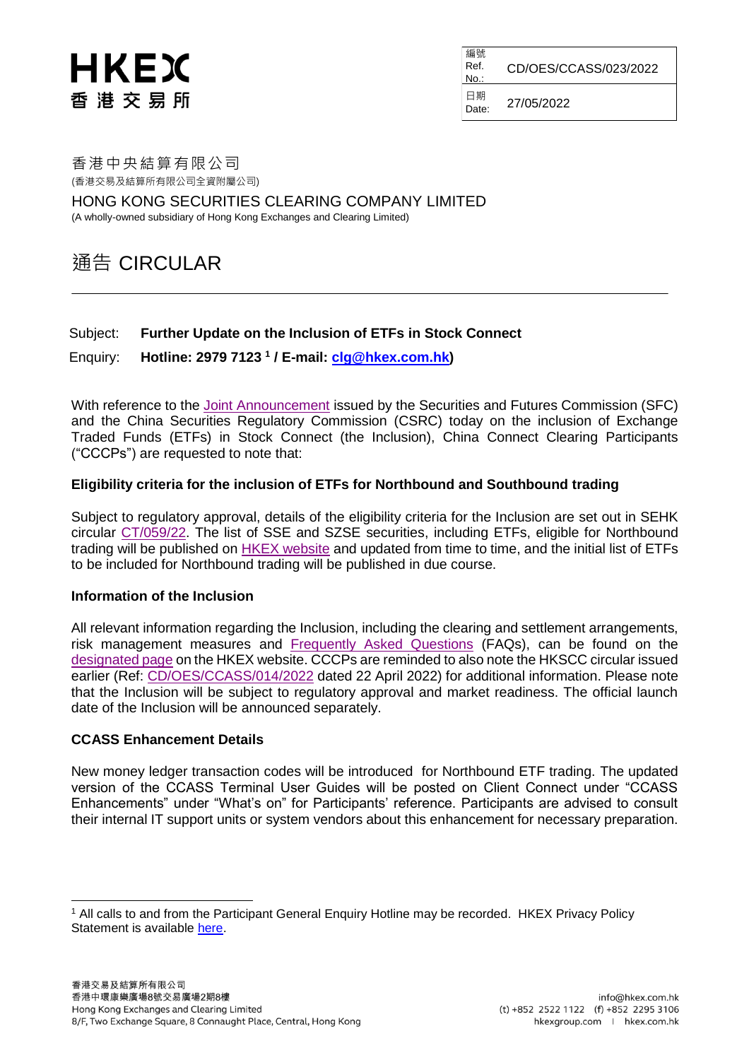HKEX
香 港 交 易 所

| 編號 Ref. No.: | CD/OES/CCASS/023/2022 |
| --- | --- |
| 日期 Date: | 27/05/2022 |

香港中央結算有限公司
(香港交易及結算所有限公司全資附屬公司)

HONG KONG SECURITIES CLEARING COMPANY LIMITED
(A wholly-owned subsidiary of Hong Kong Exchanges and Clearing Limited)

# 通告 CIRCULAR

Subject: **Further Update on the Inclusion of ETFs in Stock Connect**

Enquiry: **Hotline: 2979 7123 [1] / E-mail: clg@hkex.com.hk)**

With reference to the Joint Announcement issued by the Securities and Futures Commission (SFC) and the China Securities Regulatory Commission (CSRC) today on the inclusion of Exchange Traded Funds (ETFs) in Stock Connect (the Inclusion), China Connect Clearing Participants ("CCCPs") are requested to note that:

**Eligibility criteria for the inclusion of ETFs for Northbound and Southbound trading**

Subject to regulatory approval, details of the eligibility criteria for the Inclusion are set out in SEHK circular CT/059/22. The list of SSE and SZSE securities, including ETFs, eligible for Northbound trading will be published on HKEX website and updated from time to time, and the initial list of ETFs to be included for Northbound trading will be published in due course.

**Information of the Inclusion**

All relevant information regarding the Inclusion, including the clearing and settlement arrangements, risk management measures and Frequently Asked Questions (FAQs), can be found on the designated page on the HKEX website. CCCPs are reminded to also note the HKSCC circular issued earlier (Ref: CD/OES/CCASS/014/2022 dated 22 April 2022) for additional information. Please note that the Inclusion will be subject to regulatory approval and market readiness. The official launch date of the Inclusion will be announced separately.

**CCASS Enhancement Details**

New money ledger transaction codes will be introduced for Northbound ETF trading. The updated version of the CCASS Terminal User Guides will be posted on Client Connect under "CCASS Enhancements" under "What's on" for Participants' reference. Participants are advised to consult their internal IT support units or system vendors about this enhancement for necessary preparation.

[1] All calls to and from the Participant General Enquiry Hotline may be recorded. HKEX Privacy Policy Statement is available here.

香港交易及結算所有限公司
香港中環康樂廣場8號交易廣場2期8樓
Hong Kong Exchanges and Clearing Limited
8/F, Two Exchange Square, 8 Connaught Place, Central, Hong Kong

info@hkex.com.hk
(t) +852 2522 1122 (f) +852 2295 3106
hkexgroup.com | hkex.com.hk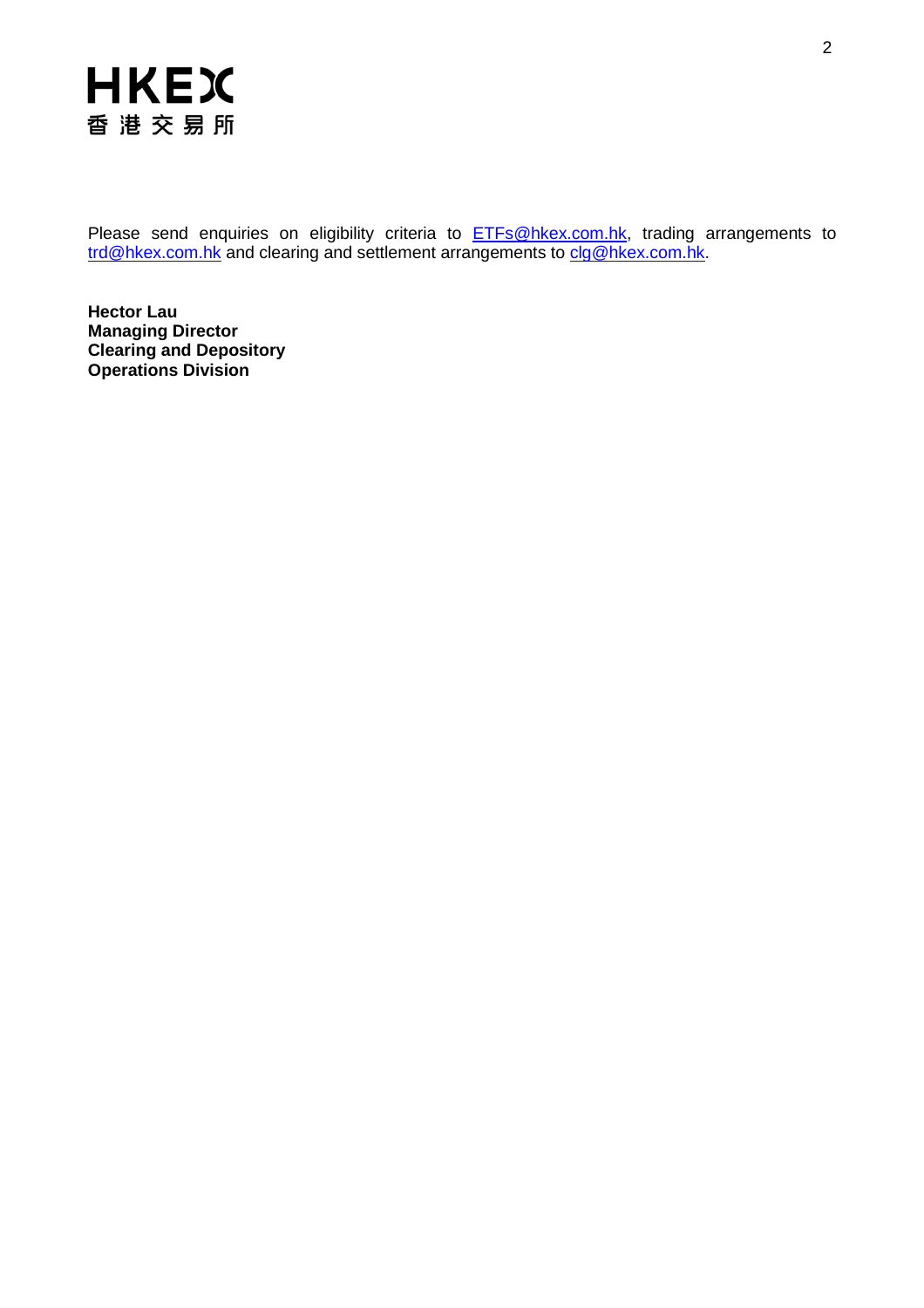Please send enquiries on eligibility criteria to ETFs@hkex.com.hk, trading arrangements to trd@hkex.com.hk and clearing and settlement arrangements to clg@hkex.com.hk.

**Hector Lau**
**Managing Director**
**Clearing and Depository**
**Operations Division**